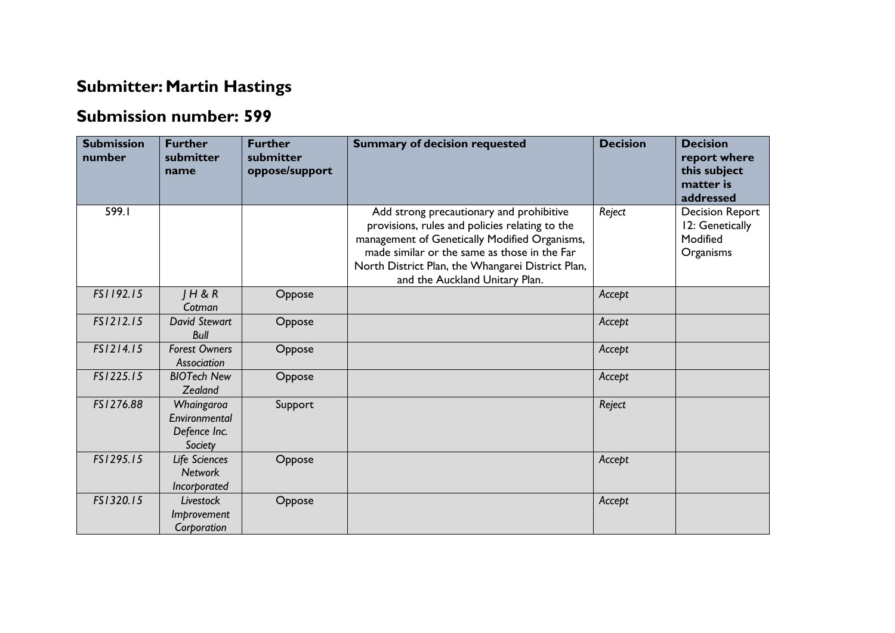## Submitter: Martin Hastings

## Submission number: 599

| Submission number | Further submitter name | Further submitter oppose/support | Summary of decision requested | Decision | Decision report where this subject matter is addressed |
|---|---|---|---|---|---|
| 599.1 | | | Add strong precautionary and prohibitive provisions, rules and policies relating to the management of Genetically Modified Organisms, made similar or the same as those in the Far North District Plan, the Whangarei District Plan, and the Auckland Unitary Plan. | *Reject* | Decision Report 12: Genetically Modified Organisms |
| *FS1192.15* | *J H & R Cotman* | Oppose | | *Accept* | |
| *FS1212.15* | *David Stewart Bull* | Oppose | | *Accept* | |
| *FS1214.15* | *Forest Owners Association* | Oppose | | *Accept* | |
| *FS1225.15* | *BIOTech New Zealand* | Oppose | | *Accept* | |
| *FS1276.88* | *Whaingaroa Environmental Defence Inc. Society* | Support | | *Reject* | |
| *FS1295.15* | *Life Sciences Network Incorporated* | Oppose | | *Accept* | |
| *FS1320.15* | *Livestock Improvement Corporation* | Oppose | | *Accept* | |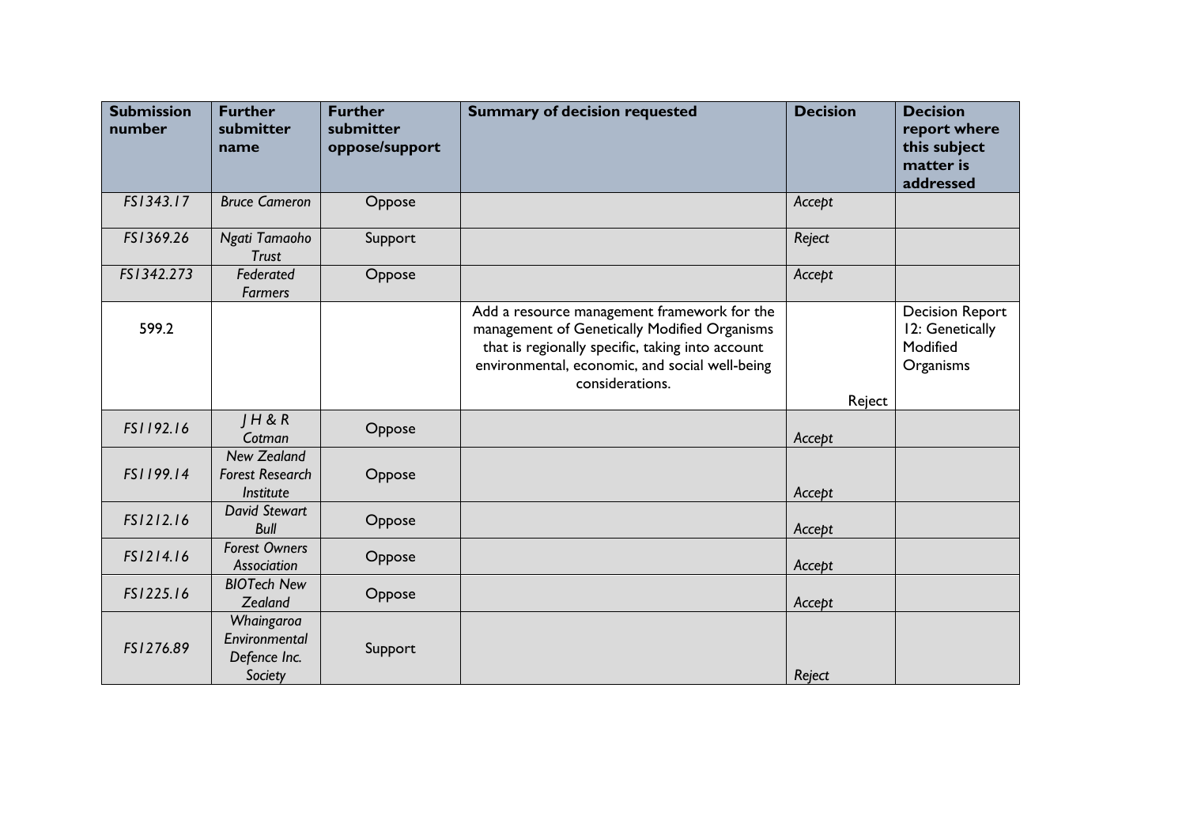| Submission number | Further submitter name | Further submitter oppose/support | Summary of decision requested | Decision | Decision report where this subject matter is addressed |
|---|---|---|---|---|---|
| *FS1343.17* | *Bruce Cameron* | Oppose | | *Accept* | |
| *FS1369.26* | *Ngati Tamaoho Trust* | Support | | *Reject* | |
| *FS1342.273* | *Federated Farmers* | Oppose | | *Accept* | |
| 599.2 | | | Add a resource management framework for the management of Genetically Modified Organisms that is regionally specific, taking into account environmental, economic, and social well-being considerations. | Reject | Decision Report 12: Genetically Modified Organisms |
| *FS1192.16* | *J H & R Cotman* | Oppose | | *Accept* | |
| *FS1199.14* | *New Zealand Forest Research Institute* | Oppose | | *Accept* | |
| *FS1212.16* | *David Stewart Bull* | Oppose | | *Accept* | |
| *FS1214.16* | *Forest Owners Association* | Oppose | | *Accept* | |
| *FS1225.16* | *BIOTech New Zealand* | Oppose | | *Accept* | |
| *FS1276.89* | *Whaingaroa Environmental Defence Inc. Society* | Support | | *Reject* | |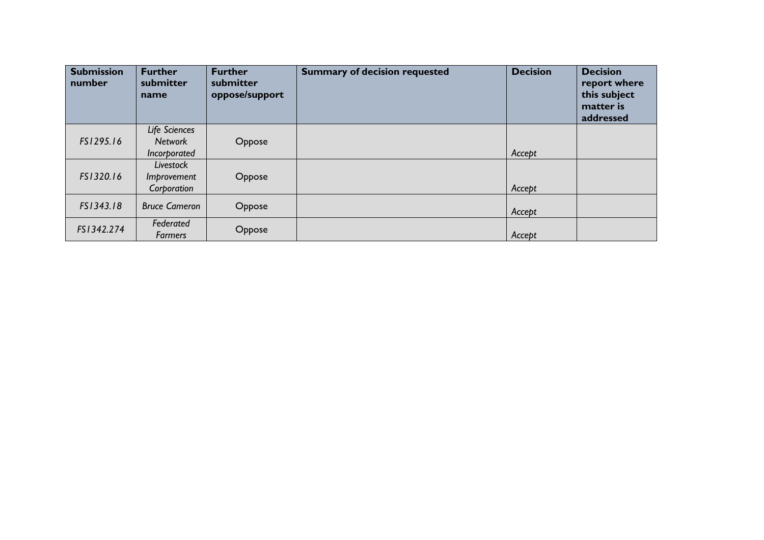| **Submission number** | **Further submitter name** | **Further submitter oppose/support** | **Summary of decision requested** | **Decision** | **Decision report where this subject matter is addressed** |
|---|---|---|---|---|---|
| *FS1295.16* | *Life Sciences Network Incorporated* | Oppose | | *Accept* | |
| *FS1320.16* | *Livestock Improvement Corporation* | Oppose | | *Accept* | |
| *FS1343.18* | *Bruce Cameron* | Oppose | | *Accept* | |
| *FS1342.274* | *Federated Farmers* | Oppose | | *Accept* | |